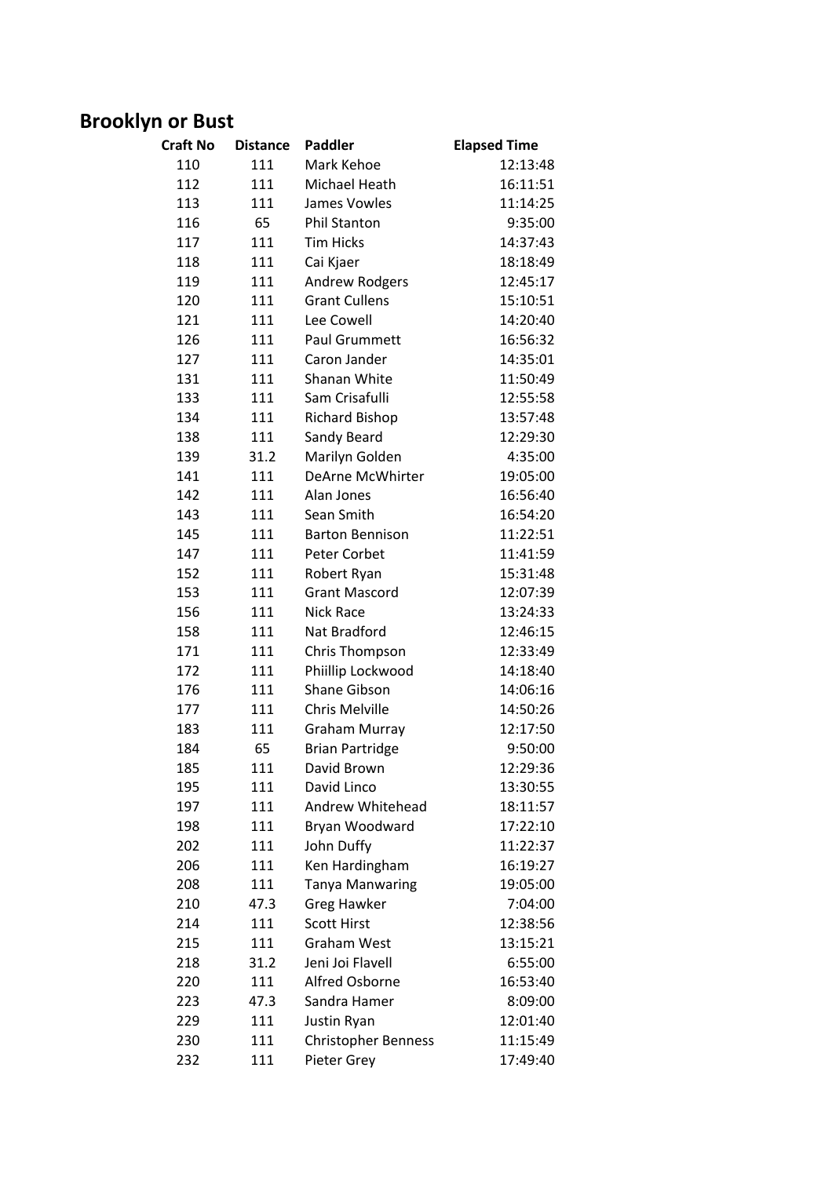# Brooklyn or Bust

| Craft No | Distance | Paddler | Elapsed Time |
|---|---|---|---|
| 110 | 111 | Mark Kehoe | 12:13:48 |
| 112 | 111 | Michael Heath | 16:11:51 |
| 113 | 111 | James Vowles | 11:14:25 |
| 116 | 65 | Phil Stanton | 9:35:00 |
| 117 | 111 | Tim Hicks | 14:37:43 |
| 118 | 111 | Cai Kjaer | 18:18:49 |
| 119 | 111 | Andrew Rodgers | 12:45:17 |
| 120 | 111 | Grant Cullens | 15:10:51 |
| 121 | 111 | Lee Cowell | 14:20:40 |
| 126 | 111 | Paul Grummett | 16:56:32 |
| 127 | 111 | Caron Jander | 14:35:01 |
| 131 | 111 | Shanan White | 11:50:49 |
| 133 | 111 | Sam Crisafulli | 12:55:58 |
| 134 | 111 | Richard Bishop | 13:57:48 |
| 138 | 111 | Sandy Beard | 12:29:30 |
| 139 | 31.2 | Marilyn Golden | 4:35:00 |
| 141 | 111 | DeArne McWhirter | 19:05:00 |
| 142 | 111 | Alan Jones | 16:56:40 |
| 143 | 111 | Sean Smith | 16:54:20 |
| 145 | 111 | Barton Bennison | 11:22:51 |
| 147 | 111 | Peter Corbet | 11:41:59 |
| 152 | 111 | Robert Ryan | 15:31:48 |
| 153 | 111 | Grant Mascord | 12:07:39 |
| 156 | 111 | Nick Race | 13:24:33 |
| 158 | 111 | Nat Bradford | 12:46:15 |
| 171 | 111 | Chris Thompson | 12:33:49 |
| 172 | 111 | Phiillip Lockwood | 14:18:40 |
| 176 | 111 | Shane Gibson | 14:06:16 |
| 177 | 111 | Chris Melville | 14:50:26 |
| 183 | 111 | Graham Murray | 12:17:50 |
| 184 | 65 | Brian Partridge | 9:50:00 |
| 185 | 111 | David Brown | 12:29:36 |
| 195 | 111 | David Linco | 13:30:55 |
| 197 | 111 | Andrew Whitehead | 18:11:57 |
| 198 | 111 | Bryan Woodward | 17:22:10 |
| 202 | 111 | John Duffy | 11:22:37 |
| 206 | 111 | Ken Hardingham | 16:19:27 |
| 208 | 111 | Tanya Manwaring | 19:05:00 |
| 210 | 47.3 | Greg Hawker | 7:04:00 |
| 214 | 111 | Scott Hirst | 12:38:56 |
| 215 | 111 | Graham West | 13:15:21 |
| 218 | 31.2 | Jeni Joi Flavell | 6:55:00 |
| 220 | 111 | Alfred Osborne | 16:53:40 |
| 223 | 47.3 | Sandra Hamer | 8:09:00 |
| 229 | 111 | Justin Ryan | 12:01:40 |
| 230 | 111 | Christopher Benness | 11:15:49 |
| 232 | 111 | Pieter Grey | 17:49:40 |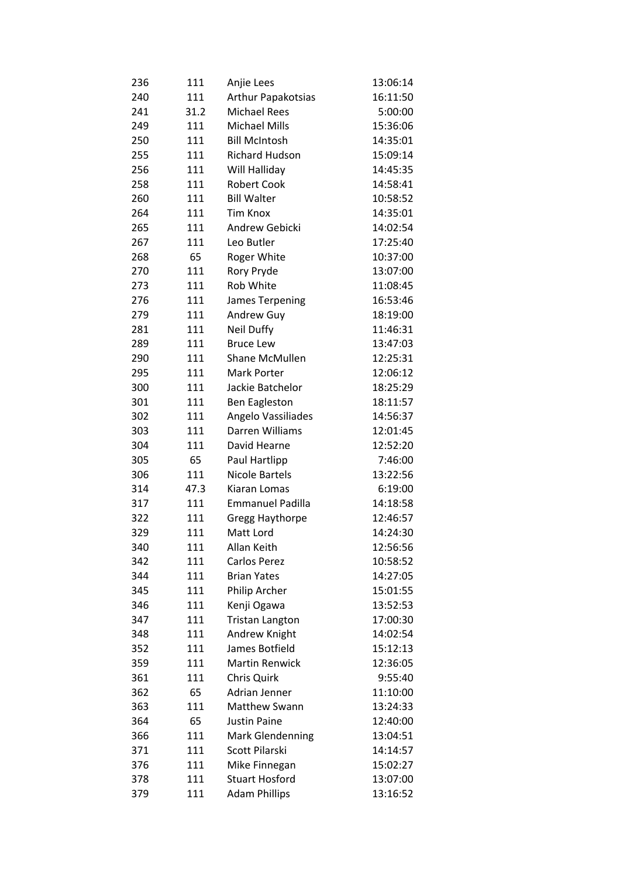| | | | |
|---|---|---|---|
| 236 | 111 | Anjie Lees | 13:06:14 |
| 240 | 111 | Arthur Papakotsias | 16:11:50 |
| 241 | 31.2 | Michael Rees | 5:00:00 |
| 249 | 111 | Michael Mills | 15:36:06 |
| 250 | 111 | Bill McIntosh | 14:35:01 |
| 255 | 111 | Richard Hudson | 15:09:14 |
| 256 | 111 | Will Halliday | 14:45:35 |
| 258 | 111 | Robert Cook | 14:58:41 |
| 260 | 111 | Bill Walter | 10:58:52 |
| 264 | 111 | Tim Knox | 14:35:01 |
| 265 | 111 | Andrew Gebicki | 14:02:54 |
| 267 | 111 | Leo Butler | 17:25:40 |
| 268 | 65 | Roger White | 10:37:00 |
| 270 | 111 | Rory Pryde | 13:07:00 |
| 273 | 111 | Rob White | 11:08:45 |
| 276 | 111 | James Terpening | 16:53:46 |
| 279 | 111 | Andrew Guy | 18:19:00 |
| 281 | 111 | Neil Duffy | 11:46:31 |
| 289 | 111 | Bruce Lew | 13:47:03 |
| 290 | 111 | Shane McMullen | 12:25:31 |
| 295 | 111 | Mark Porter | 12:06:12 |
| 300 | 111 | Jackie Batchelor | 18:25:29 |
| 301 | 111 | Ben Eagleston | 18:11:57 |
| 302 | 111 | Angelo Vassiliades | 14:56:37 |
| 303 | 111 | Darren Williams | 12:01:45 |
| 304 | 111 | David Hearne | 12:52:20 |
| 305 | 65 | Paul Hartlipp | 7:46:00 |
| 306 | 111 | Nicole Bartels | 13:22:56 |
| 314 | 47.3 | Kiaran Lomas | 6:19:00 |
| 317 | 111 | Emmanuel Padilla | 14:18:58 |
| 322 | 111 | Gregg Haythorpe | 12:46:57 |
| 329 | 111 | Matt Lord | 14:24:30 |
| 340 | 111 | Allan Keith | 12:56:56 |
| 342 | 111 | Carlos Perez | 10:58:52 |
| 344 | 111 | Brian Yates | 14:27:05 |
| 345 | 111 | Philip Archer | 15:01:55 |
| 346 | 111 | Kenji Ogawa | 13:52:53 |
| 347 | 111 | Tristan Langton | 17:00:30 |
| 348 | 111 | Andrew Knight | 14:02:54 |
| 352 | 111 | James Botfield | 15:12:13 |
| 359 | 111 | Martin Renwick | 12:36:05 |
| 361 | 111 | Chris Quirk | 9:55:40 |
| 362 | 65 | Adrian Jenner | 11:10:00 |
| 363 | 111 | Matthew Swann | 13:24:33 |
| 364 | 65 | Justin Paine | 12:40:00 |
| 366 | 111 | Mark Glendenning | 13:04:51 |
| 371 | 111 | Scott Pilarski | 14:14:57 |
| 376 | 111 | Mike Finnegan | 15:02:27 |
| 378 | 111 | Stuart Hosford | 13:07:00 |
| 379 | 111 | Adam Phillips | 13:16:52 |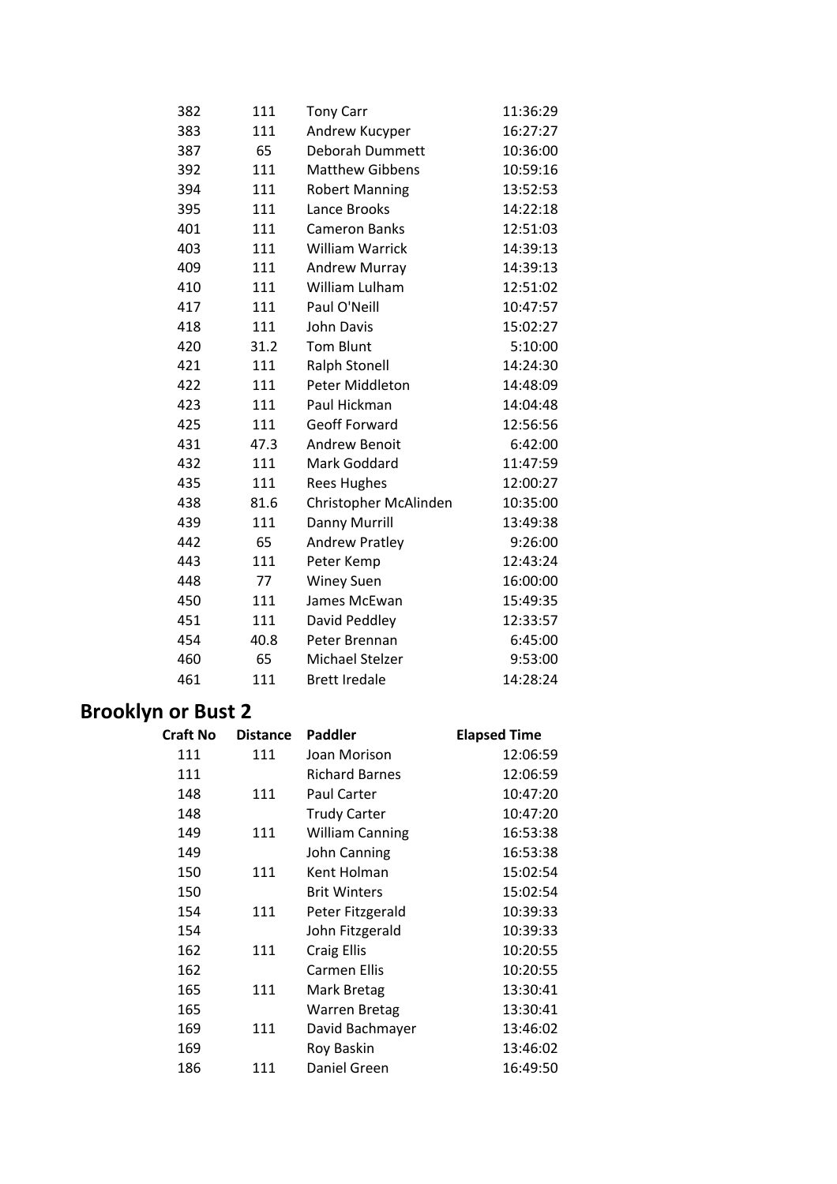| | | | |
|---|---|---|---|
| 382 | 111 | Tony Carr | 11:36:29 |
| 383 | 111 | Andrew Kucyper | 16:27:27 |
| 387 | 65 | Deborah Dummett | 10:36:00 |
| 392 | 111 | Matthew Gibbens | 10:59:16 |
| 394 | 111 | Robert Manning | 13:52:53 |
| 395 | 111 | Lance Brooks | 14:22:18 |
| 401 | 111 | Cameron Banks | 12:51:03 |
| 403 | 111 | William Warrick | 14:39:13 |
| 409 | 111 | Andrew Murray | 14:39:13 |
| 410 | 111 | William Lulham | 12:51:02 |
| 417 | 111 | Paul O'Neill | 10:47:57 |
| 418 | 111 | John Davis | 15:02:27 |
| 420 | 31.2 | Tom Blunt | 5:10:00 |
| 421 | 111 | Ralph Stonell | 14:24:30 |
| 422 | 111 | Peter Middleton | 14:48:09 |
| 423 | 111 | Paul Hickman | 14:04:48 |
| 425 | 111 | Geoff Forward | 12:56:56 |
| 431 | 47.3 | Andrew Benoit | 6:42:00 |
| 432 | 111 | Mark Goddard | 11:47:59 |
| 435 | 111 | Rees Hughes | 12:00:27 |
| 438 | 81.6 | Christopher McAlinden | 10:35:00 |
| 439 | 111 | Danny Murrill | 13:49:38 |
| 442 | 65 | Andrew Pratley | 9:26:00 |
| 443 | 111 | Peter Kemp | 12:43:24 |
| 448 | 77 | Winey Suen | 16:00:00 |
| 450 | 111 | James McEwan | 15:49:35 |
| 451 | 111 | David Peddley | 12:33:57 |
| 454 | 40.8 | Peter Brennan | 6:45:00 |
| 460 | 65 | Michael Stelzer | 9:53:00 |
| 461 | 111 | Brett Iredale | 14:28:24 |

## Brooklyn or Bust 2

| Craft No | Distance | Paddler | Elapsed Time |
|---|---|---|---|
| 111 | 111 | Joan Morison | 12:06:59 |
| 111 | | Richard Barnes | 12:06:59 |
| 148 | 111 | Paul Carter | 10:47:20 |
| 148 | | Trudy Carter | 10:47:20 |
| 149 | 111 | William Canning | 16:53:38 |
| 149 | | John Canning | 16:53:38 |
| 150 | 111 | Kent Holman | 15:02:54 |
| 150 | | Brit Winters | 15:02:54 |
| 154 | 111 | Peter Fitzgerald | 10:39:33 |
| 154 | | John Fitzgerald | 10:39:33 |
| 162 | 111 | Craig Ellis | 10:20:55 |
| 162 | | Carmen Ellis | 10:20:55 |
| 165 | 111 | Mark Bretag | 13:30:41 |
| 165 | | Warren Bretag | 13:30:41 |
| 169 | 111 | David Bachmayer | 13:46:02 |
| 169 | | Roy Baskin | 13:46:02 |
| 186 | 111 | Daniel Green | 16:49:50 |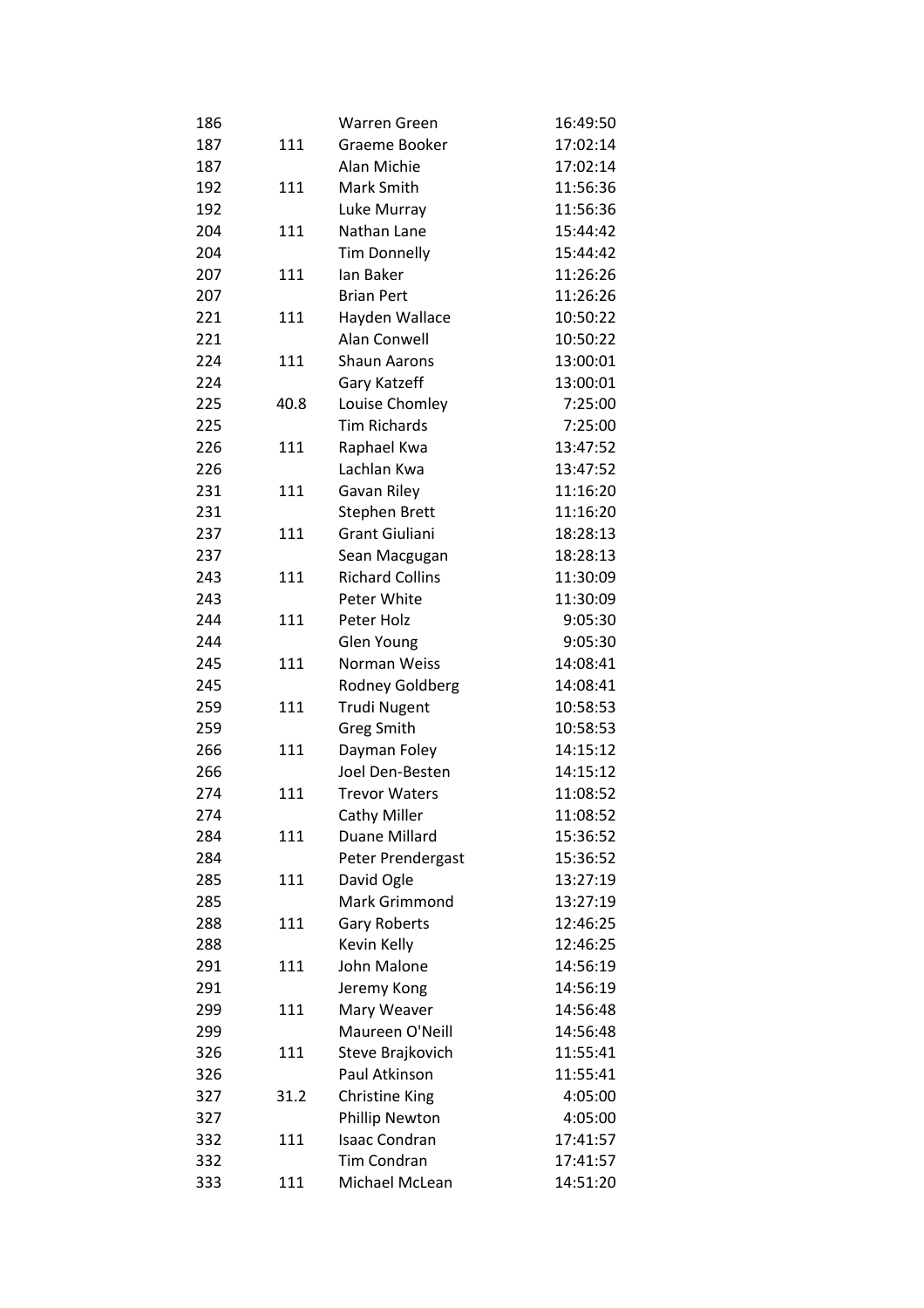| | | | |
|---|---|---|---|
| 186 | | Warren Green | 16:49:50 |
| 187 | 111 | Graeme Booker | 17:02:14 |
| 187 | | Alan Michie | 17:02:14 |
| 192 | 111 | Mark Smith | 11:56:36 |
| 192 | | Luke Murray | 11:56:36 |
| 204 | 111 | Nathan Lane | 15:44:42 |
| 204 | | Tim Donnelly | 15:44:42 |
| 207 | 111 | Ian Baker | 11:26:26 |
| 207 | | Brian Pert | 11:26:26 |
| 221 | 111 | Hayden Wallace | 10:50:22 |
| 221 | | Alan Conwell | 10:50:22 |
| 224 | 111 | Shaun Aarons | 13:00:01 |
| 224 | | Gary Katzeff | 13:00:01 |
| 225 | 40.8 | Louise Chomley | 7:25:00 |
| 225 | | Tim Richards | 7:25:00 |
| 226 | 111 | Raphael Kwa | 13:47:52 |
| 226 | | Lachlan Kwa | 13:47:52 |
| 231 | 111 | Gavan Riley | 11:16:20 |
| 231 | | Stephen Brett | 11:16:20 |
| 237 | 111 | Grant Giuliani | 18:28:13 |
| 237 | | Sean Macgugan | 18:28:13 |
| 243 | 111 | Richard Collins | 11:30:09 |
| 243 | | Peter White | 11:30:09 |
| 244 | 111 | Peter Holz | 9:05:30 |
| 244 | | Glen Young | 9:05:30 |
| 245 | 111 | Norman Weiss | 14:08:41 |
| 245 | | Rodney Goldberg | 14:08:41 |
| 259 | 111 | Trudi Nugent | 10:58:53 |
| 259 | | Greg Smith | 10:58:53 |
| 266 | 111 | Dayman Foley | 14:15:12 |
| 266 | | Joel Den-Besten | 14:15:12 |
| 274 | 111 | Trevor Waters | 11:08:52 |
| 274 | | Cathy Miller | 11:08:52 |
| 284 | 111 | Duane Millard | 15:36:52 |
| 284 | | Peter Prendergast | 15:36:52 |
| 285 | 111 | David Ogle | 13:27:19 |
| 285 | | Mark Grimmond | 13:27:19 |
| 288 | 111 | Gary Roberts | 12:46:25 |
| 288 | | Kevin Kelly | 12:46:25 |
| 291 | 111 | John Malone | 14:56:19 |
| 291 | | Jeremy Kong | 14:56:19 |
| 299 | 111 | Mary Weaver | 14:56:48 |
| 299 | | Maureen O'Neill | 14:56:48 |
| 326 | 111 | Steve Brajkovich | 11:55:41 |
| 326 | | Paul Atkinson | 11:55:41 |
| 327 | 31.2 | Christine King | 4:05:00 |
| 327 | | Phillip Newton | 4:05:00 |
| 332 | 111 | Isaac Condran | 17:41:57 |
| 332 | | Tim Condran | 17:41:57 |
| 333 | 111 | Michael McLean | 14:51:20 |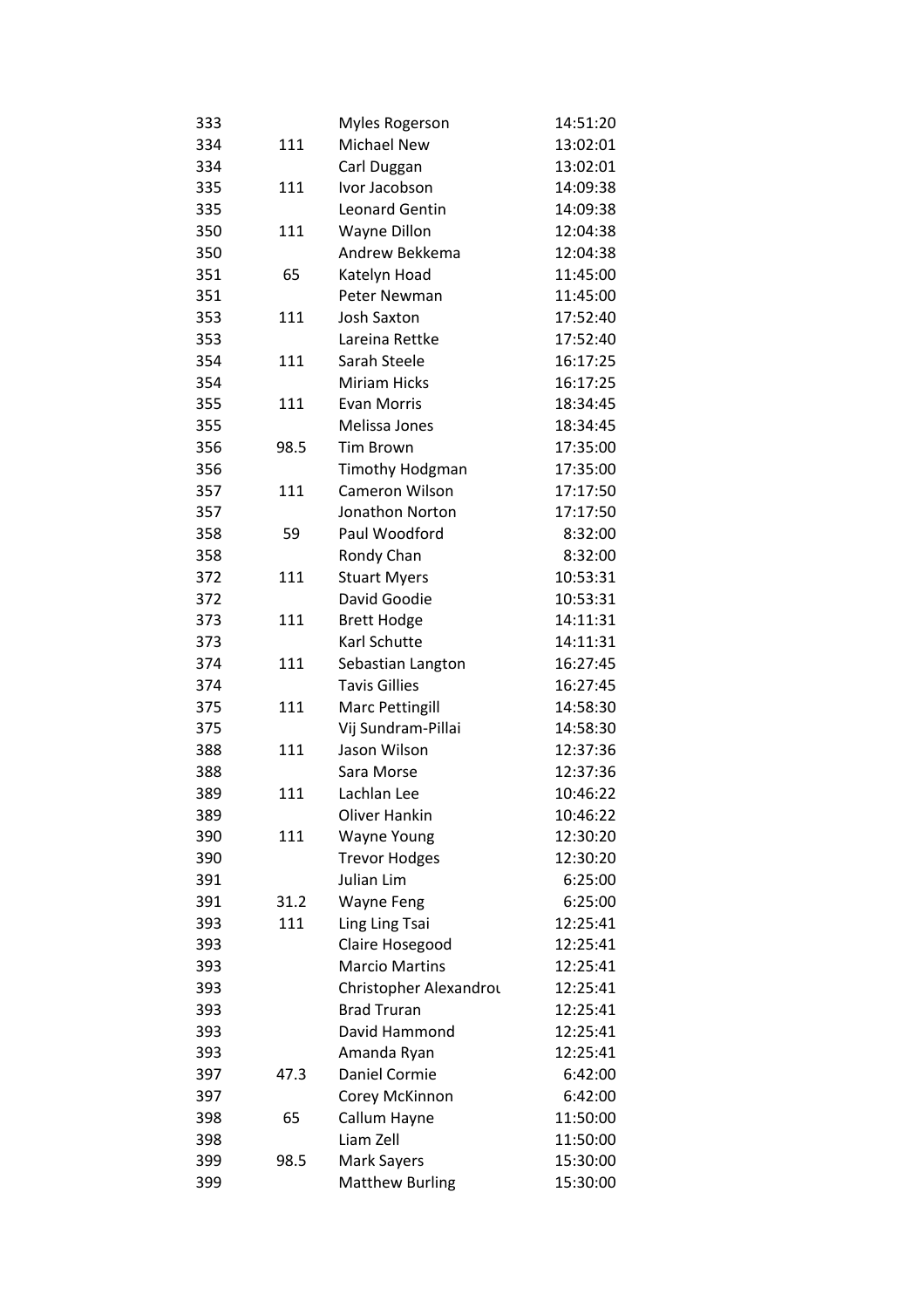| | | | |
|---|---|---|---|
| 333 | | Myles Rogerson | 14:51:20 |
| 334 | 111 | Michael New | 13:02:01 |
| 334 | | Carl Duggan | 13:02:01 |
| 335 | 111 | Ivor Jacobson | 14:09:38 |
| 335 | | Leonard Gentin | 14:09:38 |
| 350 | 111 | Wayne Dillon | 12:04:38 |
| 350 | | Andrew Bekkema | 12:04:38 |
| 351 | 65 | Katelyn Hoad | 11:45:00 |
| 351 | | Peter Newman | 11:45:00 |
| 353 | 111 | Josh Saxton | 17:52:40 |
| 353 | | Lareina Rettke | 17:52:40 |
| 354 | 111 | Sarah Steele | 16:17:25 |
| 354 | | Miriam Hicks | 16:17:25 |
| 355 | 111 | Evan Morris | 18:34:45 |
| 355 | | Melissa Jones | 18:34:45 |
| 356 | 98.5 | Tim Brown | 17:35:00 |
| 356 | | Timothy Hodgman | 17:35:00 |
| 357 | 111 | Cameron Wilson | 17:17:50 |
| 357 | | Jonathon Norton | 17:17:50 |
| 358 | 59 | Paul Woodford | 8:32:00 |
| 358 | | Rondy Chan | 8:32:00 |
| 372 | 111 | Stuart Myers | 10:53:31 |
| 372 | | David Goodie | 10:53:31 |
| 373 | 111 | Brett Hodge | 14:11:31 |
| 373 | | Karl Schutte | 14:11:31 |
| 374 | 111 | Sebastian Langton | 16:27:45 |
| 374 | | Tavis Gillies | 16:27:45 |
| 375 | 111 | Marc Pettingill | 14:58:30 |
| 375 | | Vij Sundram-Pillai | 14:58:30 |
| 388 | 111 | Jason Wilson | 12:37:36 |
| 388 | | Sara Morse | 12:37:36 |
| 389 | 111 | Lachlan Lee | 10:46:22 |
| 389 | | Oliver Hankin | 10:46:22 |
| 390 | 111 | Wayne Young | 12:30:20 |
| 390 | | Trevor Hodges | 12:30:20 |
| 391 | | Julian Lim | 6:25:00 |
| 391 | 31.2 | Wayne Feng | 6:25:00 |
| 393 | 111 | Ling Ling Tsai | 12:25:41 |
| 393 | | Claire Hosegood | 12:25:41 |
| 393 | | Marcio Martins | 12:25:41 |
| 393 | | Christopher Alexandrou | 12:25:41 |
| 393 | | Brad Truran | 12:25:41 |
| 393 | | David Hammond | 12:25:41 |
| 393 | | Amanda Ryan | 12:25:41 |
| 397 | 47.3 | Daniel Cormie | 6:42:00 |
| 397 | | Corey McKinnon | 6:42:00 |
| 398 | 65 | Callum Hayne | 11:50:00 |
| 398 | | Liam Zell | 11:50:00 |
| 399 | 98.5 | Mark Sayers | 15:30:00 |
| 399 | | Matthew Burling | 15:30:00 |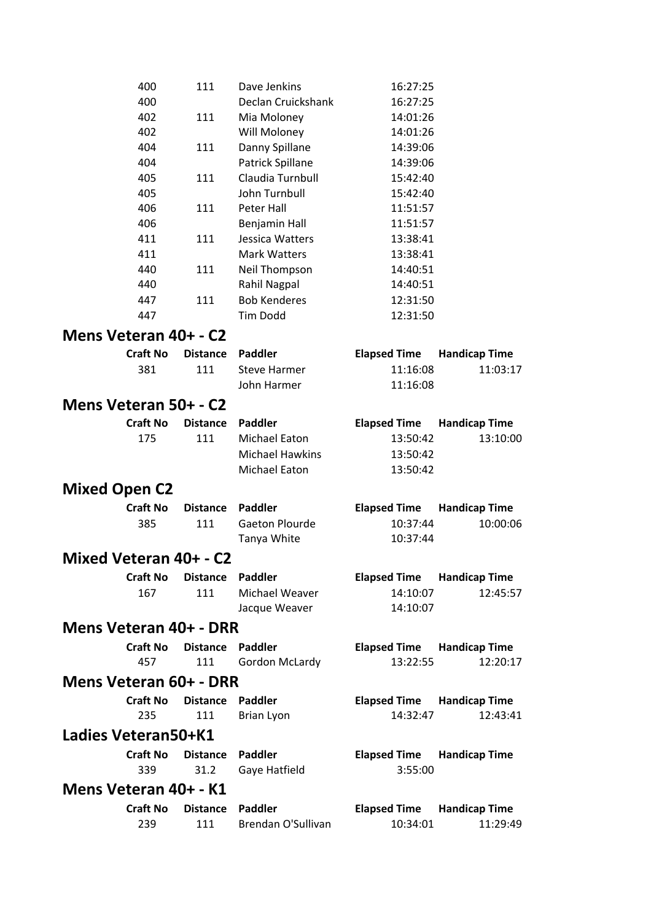| | | | | |
|---|---|---|---|---|
| 400 | 111 | Dave Jenkins | 16:27:25 | |
| 400 | | Declan Cruickshank | 16:27:25 | |
| 402 | 111 | Mia Moloney | 14:01:26 | |
| 402 | | Will Moloney | 14:01:26 | |
| 404 | 111 | Danny Spillane | 14:39:06 | |
| 404 | | Patrick Spillane | 14:39:06 | |
| 405 | 111 | Claudia Turnbull | 15:42:40 | |
| 405 | | John Turnbull | 15:42:40 | |
| 406 | 111 | Peter Hall | 11:51:57 | |
| 406 | | Benjamin Hall | 11:51:57 | |
| 411 | 111 | Jessica Watters | 13:38:41 | |
| 411 | | Mark Watters | 13:38:41 | |
| 440 | 111 | Neil Thompson | 14:40:51 | |
| 440 | | Rahil Nagpal | 14:40:51 | |
| 447 | 111 | Bob Kenderes | 12:31:50 | |
| 447 | | Tim Dodd | 12:31:50 | |

## Mens Veteran 40+ - C2

| Craft No | Distance | Paddler | Elapsed Time | Handicap Time |
|---|---|---|---|---|
| 381 | 111 | Steve Harmer | 11:16:08 | 11:03:17 |
| | | John Harmer | 11:16:08 | |

## Mens Veteran 50+ - C2

| Craft No | Distance | Paddler | Elapsed Time | Handicap Time |
|---|---|---|---|---|
| 175 | 111 | Michael Eaton | 13:50:42 | 13:10:00 |
| | | Michael Hawkins | 13:50:42 | |
| | | Michael Eaton | 13:50:42 | |

## Mixed Open C2

| Craft No | Distance | Paddler | Elapsed Time | Handicap Time |
|---|---|---|---|---|
| 385 | 111 | Gaeton Plourde | 10:37:44 | 10:00:06 |
| | | Tanya White | 10:37:44 | |

## Mixed Veteran 40+ - C2

| Craft No | Distance | Paddler | Elapsed Time | Handicap Time |
|---|---|---|---|---|
| 167 | 111 | Michael Weaver | 14:10:07 | 12:45:57 |
| | | Jacque Weaver | 14:10:07 | |

## Mens Veteran 40+ - DRR

| Craft No | Distance | Paddler | Elapsed Time | Handicap Time |
|---|---|---|---|---|
| 457 | 111 | Gordon McLardy | 13:22:55 | 12:20:17 |

## Mens Veteran 60+ - DRR

| Craft No | Distance | Paddler | Elapsed Time | Handicap Time |
|---|---|---|---|---|
| 235 | 111 | Brian Lyon | 14:32:47 | 12:43:41 |

## Ladies Veteran50+K1

| Craft No | Distance | Paddler | Elapsed Time | Handicap Time |
|---|---|---|---|---|
| 339 | 31.2 | Gaye Hatfield | 3:55:00 | |

## Mens Veteran 40+ - K1

| Craft No | Distance | Paddler | Elapsed Time | Handicap Time |
|---|---|---|---|---|
| 239 | 111 | Brendan O'Sullivan | 10:34:01 | 11:29:49 |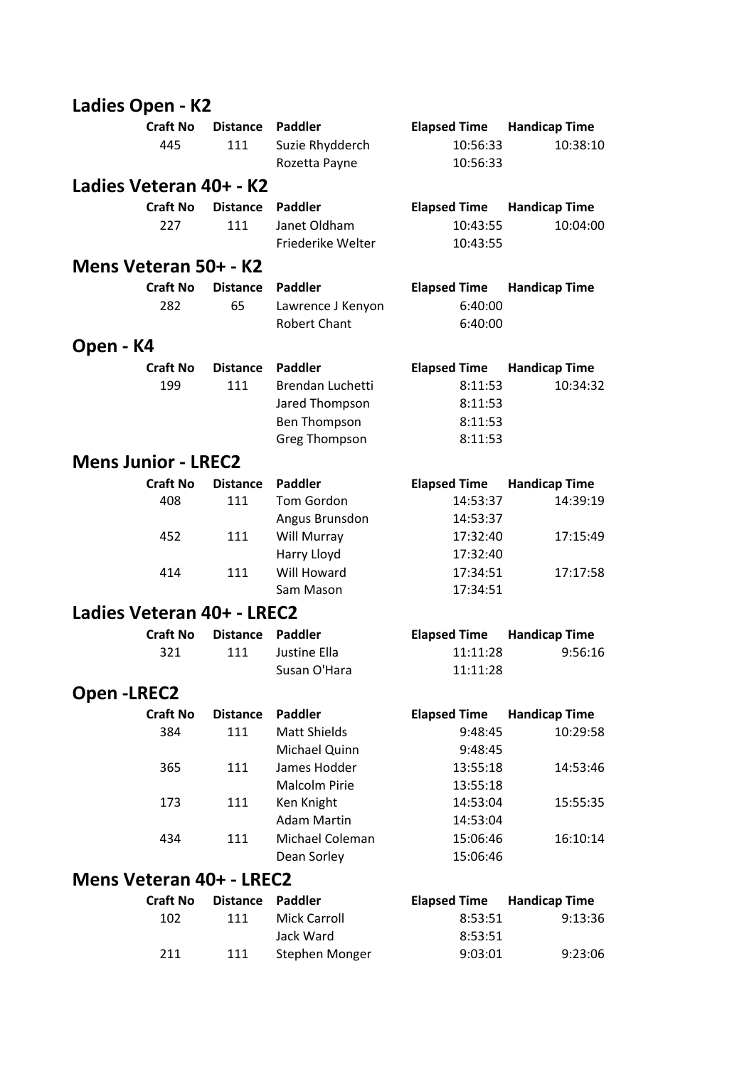## Ladies Open - K2

| Craft No | Distance | Paddler | Elapsed Time | Handicap Time |
|---|---|---|---|---|
| 445 | 111 | Suzie Rhydderch | 10:56:33 | 10:38:10 |
| | | Rozetta Payne | 10:56:33 | |

## Ladies Veteran 40+ - K2

| Craft No | Distance | Paddler | Elapsed Time | Handicap Time |
|---|---|---|---|---|
| 227 | 111 | Janet Oldham | 10:43:55 | 10:04:00 |
| | | Friederike Welter | 10:43:55 | |

## Mens Veteran 50+ - K2

| Craft No | Distance | Paddler | Elapsed Time | Handicap Time |
|---|---|---|---|---|
| 282 | 65 | Lawrence J Kenyon | 6:40:00 | |
| | | Robert Chant | 6:40:00 | |

## Open - K4

| Craft No | Distance | Paddler | Elapsed Time | Handicap Time |
|---|---|---|---|---|
| 199 | 111 | Brendan Luchetti | 8:11:53 | 10:34:32 |
| | | Jared Thompson | 8:11:53 | |
| | | Ben Thompson | 8:11:53 | |
| | | Greg Thompson | 8:11:53 | |

## Mens Junior - LREC2

| Craft No | Distance | Paddler | Elapsed Time | Handicap Time |
|---|---|---|---|---|
| 408 | 111 | Tom Gordon | 14:53:37 | 14:39:19 |
| | | Angus Brunsdon | 14:53:37 | |
| 452 | 111 | Will Murray | 17:32:40 | 17:15:49 |
| | | Harry Lloyd | 17:32:40 | |
| 414 | 111 | Will Howard | 17:34:51 | 17:17:58 |
| | | Sam Mason | 17:34:51 | |

## Ladies Veteran 40+ - LREC2

| Craft No | Distance | Paddler | Elapsed Time | Handicap Time |
|---|---|---|---|---|
| 321 | 111 | Justine Ella | 11:11:28 | 9:56:16 |
| | | Susan O'Hara | 11:11:28 | |

## Open -LREC2

| Craft No | Distance | Paddler | Elapsed Time | Handicap Time |
|---|---|---|---|---|
| 384 | 111 | Matt Shields | 9:48:45 | 10:29:58 |
| | | Michael Quinn | 9:48:45 | |
| 365 | 111 | James Hodder | 13:55:18 | 14:53:46 |
| | | Malcolm Pirie | 13:55:18 | |
| 173 | 111 | Ken Knight | 14:53:04 | 15:55:35 |
| | | Adam Martin | 14:53:04 | |
| 434 | 111 | Michael Coleman | 15:06:46 | 16:10:14 |
| | | Dean Sorley | 15:06:46 | |

## Mens Veteran 40+ - LREC2

| Craft No | Distance | Paddler | Elapsed Time | Handicap Time |
|---|---|---|---|---|
| 102 | 111 | Mick Carroll | 8:53:51 | 9:13:36 |
| | | Jack Ward | 8:53:51 | |
| 211 | 111 | Stephen Monger | 9:03:01 | 9:23:06 |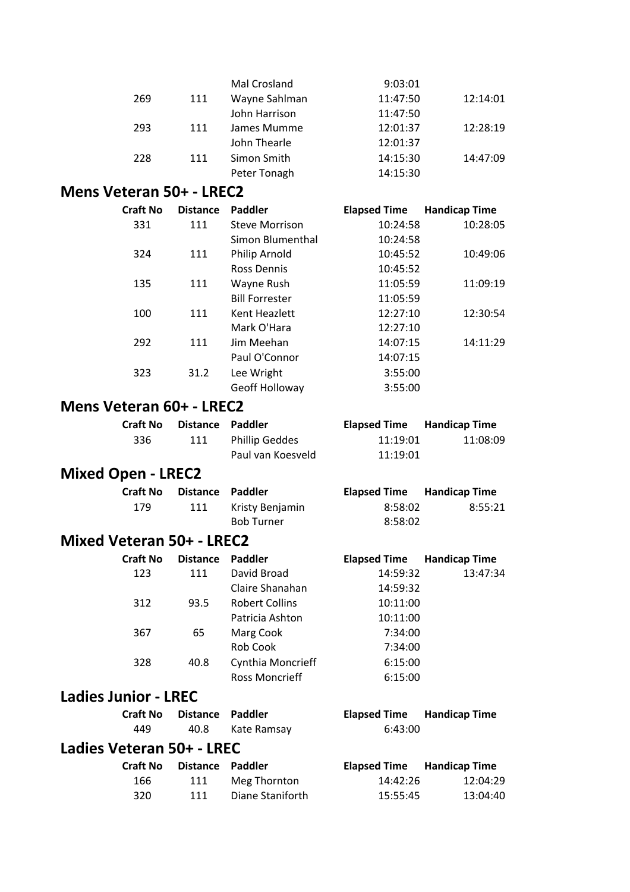| Craft No | Distance | Paddler | Elapsed Time | Handicap Time |
|---|---|---|---|---|
| | | Mal Crosland | 9:03:01 | |
| 269 | 111 | Wayne Sahlman | 11:47:50 | 12:14:01 |
| | | John Harrison | 11:47:50 | |
| 293 | 111 | James Mumme | 12:01:37 | 12:28:19 |
| | | John Thearle | 12:01:37 | |
| 228 | 111 | Simon Smith | 14:15:30 | 14:47:09 |
| | | Peter Tonagh | 14:15:30 | |

## Mens Veteran 50+ - LREC2

| Craft No | Distance | Paddler | Elapsed Time | Handicap Time |
|---|---|---|---|---|
| 331 | 111 | Steve Morrison | 10:24:58 | 10:28:05 |
| | | Simon Blumenthal | 10:24:58 | |
| 324 | 111 | Philip Arnold | 10:45:52 | 10:49:06 |
| | | Ross Dennis | 10:45:52 | |
| 135 | 111 | Wayne Rush | 11:05:59 | 11:09:19 |
| | | Bill Forrester | 11:05:59 | |
| 100 | 111 | Kent Heazlett | 12:27:10 | 12:30:54 |
| | | Mark O'Hara | 12:27:10 | |
| 292 | 111 | Jim Meehan | 14:07:15 | 14:11:29 |
| | | Paul O'Connor | 14:07:15 | |
| 323 | 31.2 | Lee Wright | 3:55:00 | |
| | | Geoff Holloway | 3:55:00 | |

## Mens Veteran 60+ - LREC2

| Craft No | Distance | Paddler | Elapsed Time | Handicap Time |
|---|---|---|---|---|
| 336 | 111 | Phillip Geddes | 11:19:01 | 11:08:09 |
| | | Paul van Koesveld | 11:19:01 | |

## Mixed Open - LREC2

| Craft No | Distance | Paddler | Elapsed Time | Handicap Time |
|---|---|---|---|---|
| 179 | 111 | Kristy Benjamin | 8:58:02 | 8:55:21 |
| | | Bob Turner | 8:58:02 | |

## Mixed Veteran 50+ - LREC2

| Craft No | Distance | Paddler | Elapsed Time | Handicap Time |
|---|---|---|---|---|
| 123 | 111 | David Broad | 14:59:32 | 13:47:34 |
| | | Claire Shanahan | 14:59:32 | |
| 312 | 93.5 | Robert Collins | 10:11:00 | |
| | | Patricia Ashton | 10:11:00 | |
| 367 | 65 | Marg Cook | 7:34:00 | |
| | | Rob Cook | 7:34:00 | |
| 328 | 40.8 | Cynthia Moncrieff | 6:15:00 | |
| | | Ross Moncrieff | 6:15:00 | |

## Ladies Junior - LREC

| Craft No | Distance | Paddler | Elapsed Time | Handicap Time |
|---|---|---|---|---|
| 449 | 40.8 | Kate Ramsay | 6:43:00 | |

## Ladies Veteran 50+ - LREC

| Craft No | Distance | Paddler | Elapsed Time | Handicap Time |
|---|---|---|---|---|
| 166 | 111 | Meg Thornton | 14:42:26 | 12:04:29 |
| 320 | 111 | Diane Staniforth | 15:55:45 | 13:04:40 |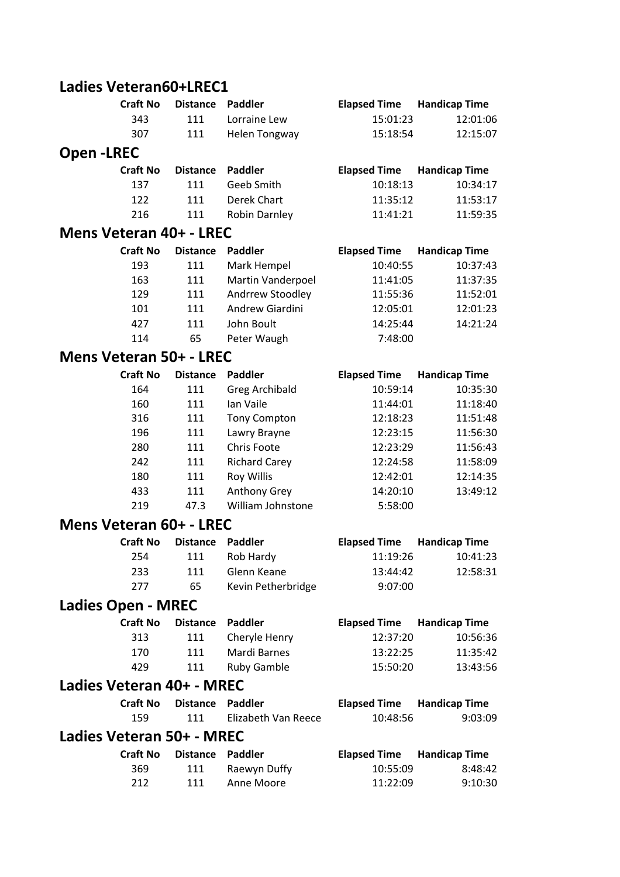## Ladies Veteran60+LREC1

| Craft No | Distance | Paddler | Elapsed Time | Handicap Time |
|---|---|---|---|---|
| 343 | 111 | Lorraine Lew | 15:01:23 | 12:01:06 |
| 307 | 111 | Helen Tongway | 15:18:54 | 12:15:07 |

## Open -LREC

| Craft No | Distance | Paddler | Elapsed Time | Handicap Time |
|---|---|---|---|---|
| 137 | 111 | Geeb Smith | 10:18:13 | 10:34:17 |
| 122 | 111 | Derek Chart | 11:35:12 | 11:53:17 |
| 216 | 111 | Robin Darnley | 11:41:21 | 11:59:35 |

## Mens Veteran 40+ - LREC

| Craft No | Distance | Paddler | Elapsed Time | Handicap Time |
|---|---|---|---|---|
| 193 | 111 | Mark Hempel | 10:40:55 | 10:37:43 |
| 163 | 111 | Martin Vanderpoel | 11:41:05 | 11:37:35 |
| 129 | 111 | Andrrew Stoodley | 11:55:36 | 11:52:01 |
| 101 | 111 | Andrew Giardini | 12:05:01 | 12:01:23 |
| 427 | 111 | John Boult | 14:25:44 | 14:21:24 |
| 114 | 65 | Peter Waugh | 7:48:00 | |

## Mens Veteran 50+ - LREC

| Craft No | Distance | Paddler | Elapsed Time | Handicap Time |
|---|---|---|---|---|
| 164 | 111 | Greg Archibald | 10:59:14 | 10:35:30 |
| 160 | 111 | Ian Vaile | 11:44:01 | 11:18:40 |
| 316 | 111 | Tony Compton | 12:18:23 | 11:51:48 |
| 196 | 111 | Lawry Brayne | 12:23:15 | 11:56:30 |
| 280 | 111 | Chris Foote | 12:23:29 | 11:56:43 |
| 242 | 111 | Richard Carey | 12:24:58 | 11:58:09 |
| 180 | 111 | Roy Willis | 12:42:01 | 12:14:35 |
| 433 | 111 | Anthony Grey | 14:20:10 | 13:49:12 |
| 219 | 47.3 | William Johnstone | 5:58:00 | |

## Mens Veteran 60+ - LREC

| Craft No | Distance | Paddler | Elapsed Time | Handicap Time |
|---|---|---|---|---|
| 254 | 111 | Rob Hardy | 11:19:26 | 10:41:23 |
| 233 | 111 | Glenn Keane | 13:44:42 | 12:58:31 |
| 277 | 65 | Kevin Petherbridge | 9:07:00 | |

## Ladies Open - MREC

| Craft No | Distance | Paddler | Elapsed Time | Handicap Time |
|---|---|---|---|---|
| 313 | 111 | Cheryle Henry | 12:37:20 | 10:56:36 |
| 170 | 111 | Mardi Barnes | 13:22:25 | 11:35:42 |
| 429 | 111 | Ruby Gamble | 15:50:20 | 13:43:56 |

## Ladies Veteran 40+ - MREC

| Craft No | Distance | Paddler | Elapsed Time | Handicap Time |
|---|---|---|---|---|
| 159 | 111 | Elizabeth Van Reece | 10:48:56 | 9:03:09 |

## Ladies Veteran 50+ - MREC

| Craft No | Distance | Paddler | Elapsed Time | Handicap Time |
|---|---|---|---|---|
| 369 | 111 | Raewyn Duffy | 10:55:09 | 8:48:42 |
| 212 | 111 | Anne Moore | 11:22:09 | 9:10:30 |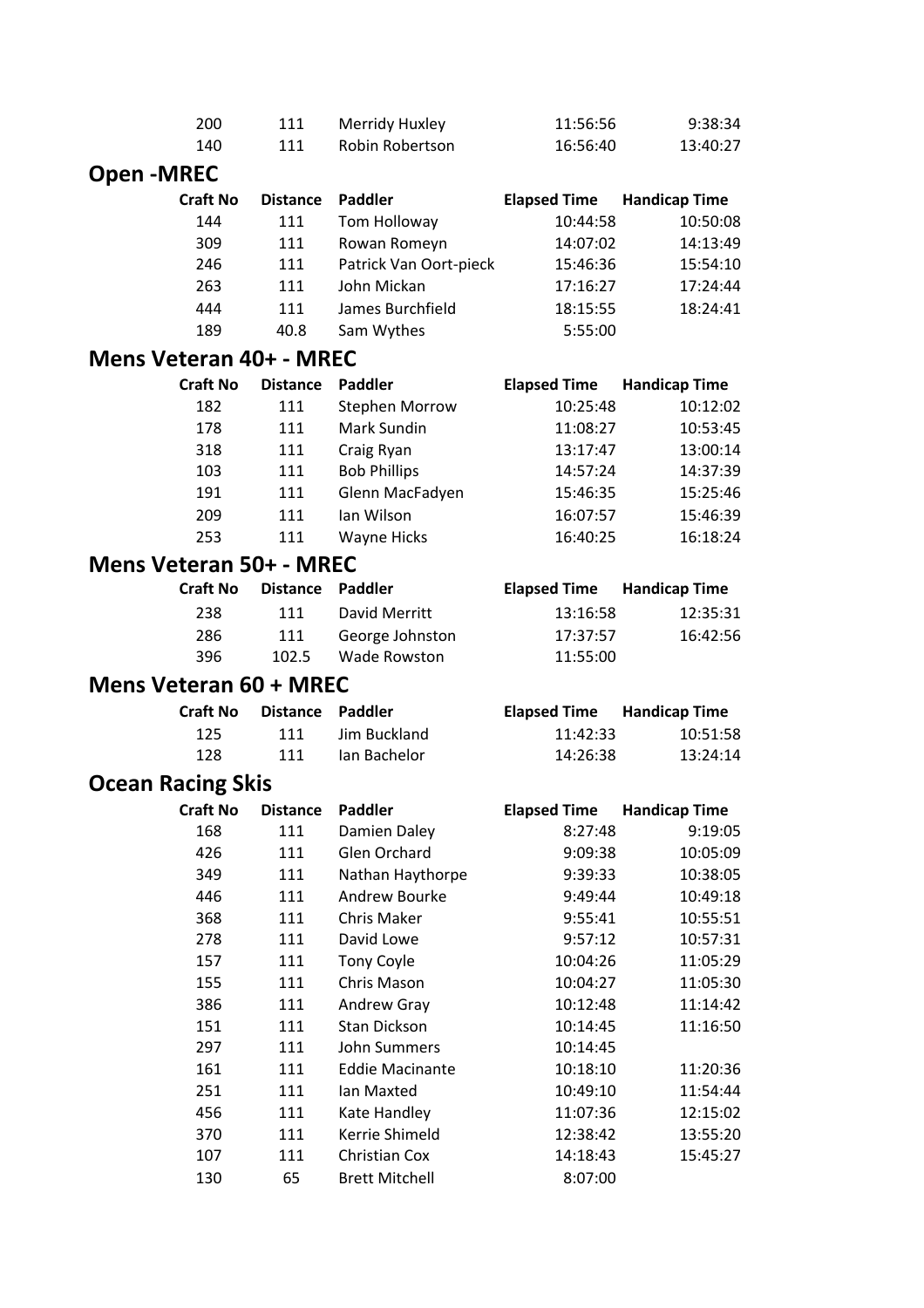| 200 | 111 | Merridy Huxley | 11:56:56 | 9:38:34 |
|---|---|---|---|---|
| 140 | 111 | Robin Robertson | 16:56:40 | 13:40:27 |

## Open -MREC

| Craft No | Distance | Paddler | Elapsed Time | Handicap Time |
|---|---|---|---|---|
| 144 | 111 | Tom Holloway | 10:44:58 | 10:50:08 |
| 309 | 111 | Rowan Romeyn | 14:07:02 | 14:13:49 |
| 246 | 111 | Patrick Van Oort-pieck | 15:46:36 | 15:54:10 |
| 263 | 111 | John Mickan | 17:16:27 | 17:24:44 |
| 444 | 111 | James Burchfield | 18:15:55 | 18:24:41 |
| 189 | 40.8 | Sam Wythes | 5:55:00 | |

## Mens Veteran 40+ - MREC

| Craft No | Distance | Paddler | Elapsed Time | Handicap Time |
|---|---|---|---|---|
| 182 | 111 | Stephen Morrow | 10:25:48 | 10:12:02 |
| 178 | 111 | Mark Sundin | 11:08:27 | 10:53:45 |
| 318 | 111 | Craig Ryan | 13:17:47 | 13:00:14 |
| 103 | 111 | Bob Phillips | 14:57:24 | 14:37:39 |
| 191 | 111 | Glenn MacFadyen | 15:46:35 | 15:25:46 |
| 209 | 111 | Ian Wilson | 16:07:57 | 15:46:39 |
| 253 | 111 | Wayne Hicks | 16:40:25 | 16:18:24 |

## Mens Veteran 50+ - MREC

| Craft No | Distance | Paddler | Elapsed Time | Handicap Time |
|---|---|---|---|---|
| 238 | 111 | David Merritt | 13:16:58 | 12:35:31 |
| 286 | 111 | George Johnston | 17:37:57 | 16:42:56 |
| 396 | 102.5 | Wade Rowston | 11:55:00 | |

## Mens Veteran 60 + MREC

| Craft No | Distance | Paddler | Elapsed Time | Handicap Time |
|---|---|---|---|---|
| 125 | 111 | Jim Buckland | 11:42:33 | 10:51:58 |
| 128 | 111 | Ian Bachelor | 14:26:38 | 13:24:14 |

## Ocean Racing Skis

| Craft No | Distance | Paddler | Elapsed Time | Handicap Time |
|---|---|---|---|---|
| 168 | 111 | Damien Daley | 8:27:48 | 9:19:05 |
| 426 | 111 | Glen Orchard | 9:09:38 | 10:05:09 |
| 349 | 111 | Nathan Haythorpe | 9:39:33 | 10:38:05 |
| 446 | 111 | Andrew Bourke | 9:49:44 | 10:49:18 |
| 368 | 111 | Chris Maker | 9:55:41 | 10:55:51 |
| 278 | 111 | David Lowe | 9:57:12 | 10:57:31 |
| 157 | 111 | Tony Coyle | 10:04:26 | 11:05:29 |
| 155 | 111 | Chris Mason | 10:04:27 | 11:05:30 |
| 386 | 111 | Andrew Gray | 10:12:48 | 11:14:42 |
| 151 | 111 | Stan Dickson | 10:14:45 | 11:16:50 |
| 297 | 111 | John Summers | 10:14:45 | |
| 161 | 111 | Eddie Macinante | 10:18:10 | 11:20:36 |
| 251 | 111 | Ian Maxted | 10:49:10 | 11:54:44 |
| 456 | 111 | Kate Handley | 11:07:36 | 12:15:02 |
| 370 | 111 | Kerrie Shimeld | 12:38:42 | 13:55:20 |
| 107 | 111 | Christian Cox | 14:18:43 | 15:45:27 |
| 130 | 65 | Brett Mitchell | 8:07:00 | |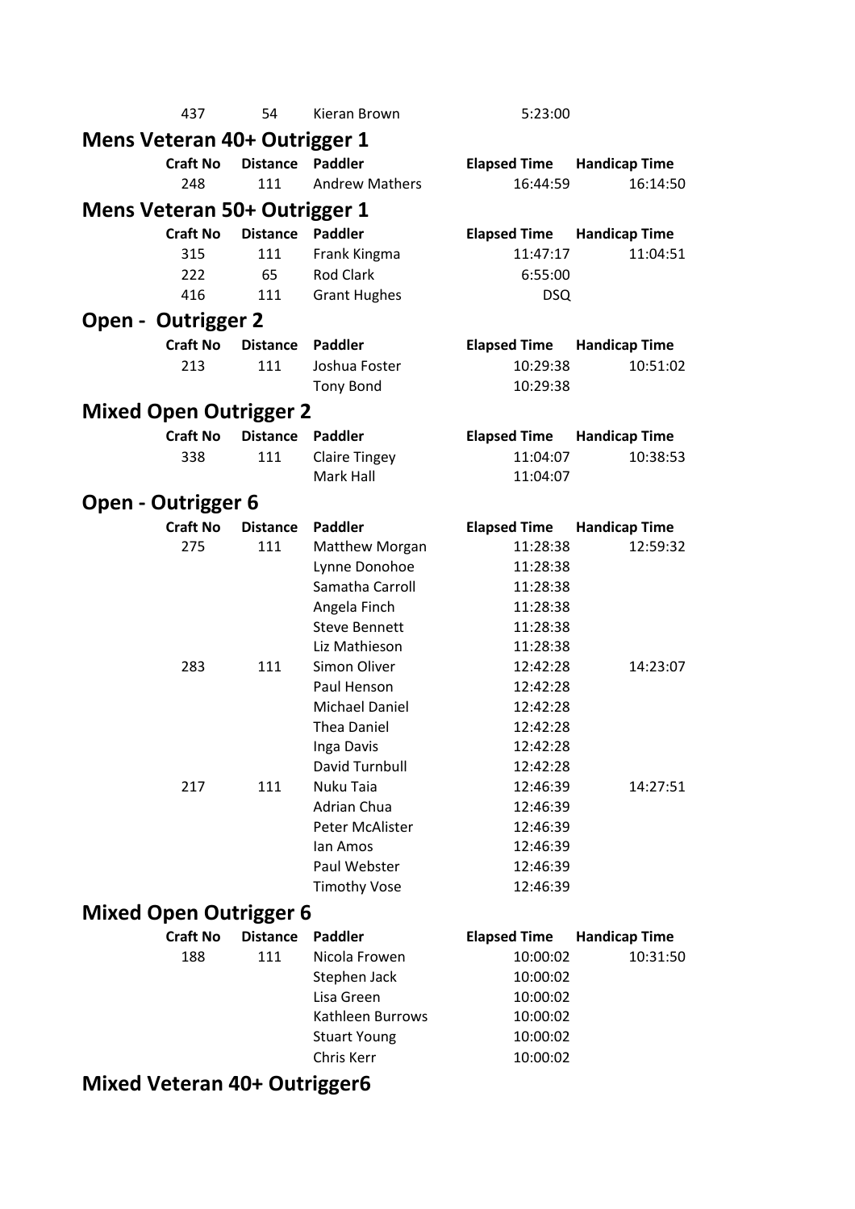| | | | | |
|---|---|---|---|---|
| 437 | 54 | Kieran Brown | 5:23:00 | |

## Mens Veteran 40+ Outrigger 1

| Craft No | Distance | Paddler | Elapsed Time | Handicap Time |
|---|---|---|---|---|
| 248 | 111 | Andrew Mathers | 16:44:59 | 16:14:50 |

## Mens Veteran 50+ Outrigger 1

| Craft No | Distance | Paddler | Elapsed Time | Handicap Time |
|---|---|---|---|---|
| 315 | 111 | Frank Kingma | 11:47:17 | 11:04:51 |
| 222 | 65 | Rod Clark | 6:55:00 | |
| 416 | 111 | Grant Hughes | DSQ | |

## Open - Outrigger 2

| Craft No | Distance | Paddler | Elapsed Time | Handicap Time |
|---|---|---|---|---|
| 213 | 111 | Joshua Foster | 10:29:38 | 10:51:02 |
| | | Tony Bond | 10:29:38 | |

## Mixed Open Outrigger 2

| Craft No | Distance | Paddler | Elapsed Time | Handicap Time |
|---|---|---|---|---|
| 338 | 111 | Claire Tingey | 11:04:07 | 10:38:53 |
| | | Mark Hall | 11:04:07 | |

## Open - Outrigger 6

| Craft No | Distance | Paddler | Elapsed Time | Handicap Time |
|---|---|---|---|---|
| 275 | 111 | Matthew Morgan | 11:28:38 | 12:59:32 |
| | | Lynne Donohoe | 11:28:38 | |
| | | Samatha Carroll | 11:28:38 | |
| | | Angela Finch | 11:28:38 | |
| | | Steve Bennett | 11:28:38 | |
| | | Liz Mathieson | 11:28:38 | |
| 283 | 111 | Simon Oliver | 12:42:28 | 14:23:07 |
| | | Paul Henson | 12:42:28 | |
| | | Michael Daniel | 12:42:28 | |
| | | Thea Daniel | 12:42:28 | |
| | | Inga Davis | 12:42:28 | |
| | | David Turnbull | 12:42:28 | |
| 217 | 111 | Nuku Taia | 12:46:39 | 14:27:51 |
| | | Adrian Chua | 12:46:39 | |
| | | Peter McAlister | 12:46:39 | |
| | | Ian Amos | 12:46:39 | |
| | | Paul Webster | 12:46:39 | |
| | | Timothy Vose | 12:46:39 | |

## Mixed Open Outrigger 6

| Craft No | Distance | Paddler | Elapsed Time | Handicap Time |
|---|---|---|---|---|
| 188 | 111 | Nicola Frowen | 10:00:02 | 10:31:50 |
| | | Stephen Jack | 10:00:02 | |
| | | Lisa Green | 10:00:02 | |
| | | Kathleen Burrows | 10:00:02 | |
| | | Stuart Young | 10:00:02 | |
| | | Chris Kerr | 10:00:02 | |

## Mixed Veteran 40+ Outrigger6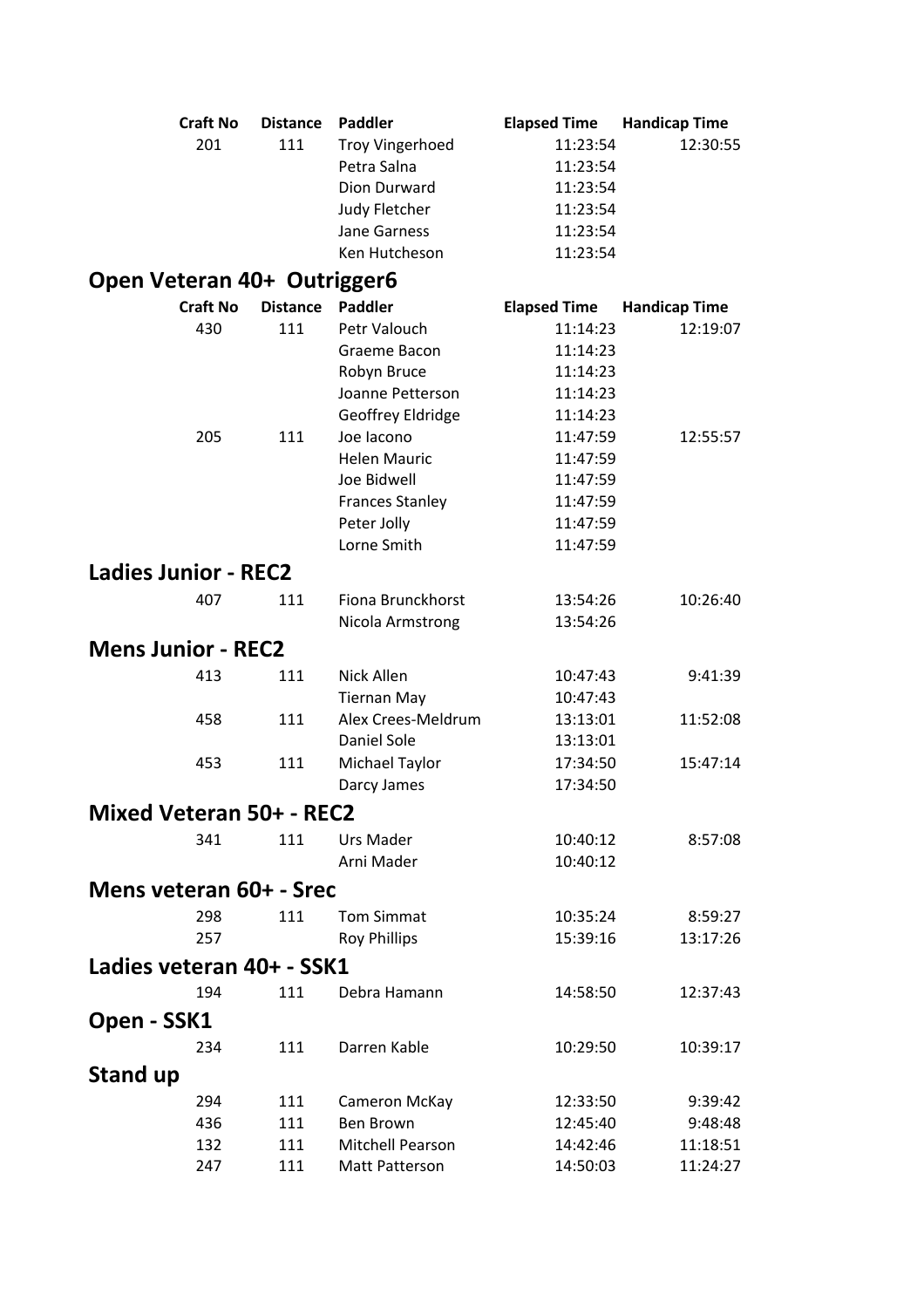| Craft No | Distance | Paddler | Elapsed Time | Handicap Time |
|---|---|---|---|---|
| 201 | 111 | Troy Vingerhoed | 11:23:54 | 12:30:55 |
| | | Petra Salna | 11:23:54 | |
| | | Dion Durward | 11:23:54 | |
| | | Judy Fletcher | 11:23:54 | |
| | | Jane Garness | 11:23:54 | |
| | | Ken Hutcheson | 11:23:54 | |

## Open Veteran 40+ Outrigger6

| Craft No | Distance | Paddler | Elapsed Time | Handicap Time |
|---|---|---|---|---|
| 430 | 111 | Petr Valouch | 11:14:23 | 12:19:07 |
| | | Graeme Bacon | 11:14:23 | |
| | | Robyn Bruce | 11:14:23 | |
| | | Joanne Petterson | 11:14:23 | |
| | | Geoffrey Eldridge | 11:14:23 | |
| 205 | 111 | Joe Iacono | 11:47:59 | 12:55:57 |
| | | Helen Mauric | 11:47:59 | |
| | | Joe Bidwell | 11:47:59 | |
| | | Frances Stanley | 11:47:59 | |
| | | Peter Jolly | 11:47:59 | |
| | | Lorne Smith | 11:47:59 | |

## Ladies Junior - REC2

| Craft No | Distance | Paddler | Elapsed Time | Handicap Time |
|---|---|---|---|---|
| 407 | 111 | Fiona Brunckhorst | 13:54:26 | 10:26:40 |
| | | Nicola Armstrong | 13:54:26 | |

## Mens Junior - REC2

| Craft No | Distance | Paddler | Elapsed Time | Handicap Time |
|---|---|---|---|---|
| 413 | 111 | Nick Allen | 10:47:43 | 9:41:39 |
| | | Tiernan May | 10:47:43 | |
| 458 | 111 | Alex Crees-Meldrum | 13:13:01 | 11:52:08 |
| | | Daniel Sole | 13:13:01 | |
| 453 | 111 | Michael Taylor | 17:34:50 | 15:47:14 |
| | | Darcy James | 17:34:50 | |

## Mixed Veteran 50+ - REC2

| Craft No | Distance | Paddler | Elapsed Time | Handicap Time |
|---|---|---|---|---|
| 341 | 111 | Urs Mader | 10:40:12 | 8:57:08 |
| | | Arni Mader | 10:40:12 | |

## Mens veteran 60+ - Srec

| Craft No | Distance | Paddler | Elapsed Time | Handicap Time |
|---|---|---|---|---|
| 298 | 111 | Tom Simmat | 10:35:24 | 8:59:27 |
| 257 | 111 | Roy Phillips | 15:39:16 | 13:17:26 |

## Ladies veteran 40+ - SSK1

| Craft No | Distance | Paddler | Elapsed Time | Handicap Time |
|---|---|---|---|---|
| 194 | 111 | Debra Hamann | 14:58:50 | 12:37:43 |

## Open - SSK1

| Craft No | Distance | Paddler | Elapsed Time | Handicap Time |
|---|---|---|---|---|
| 234 | 111 | Darren Kable | 10:29:50 | 10:39:17 |

## Stand up

| Craft No | Distance | Paddler | Elapsed Time | Handicap Time |
|---|---|---|---|---|
| 294 | 111 | Cameron McKay | 12:33:50 | 9:39:42 |
| 436 | 111 | Ben Brown | 12:45:40 | 9:48:48 |
| 132 | 111 | Mitchell Pearson | 14:42:46 | 11:18:51 |
| 247 | 111 | Matt Patterson | 14:50:03 | 11:24:27 |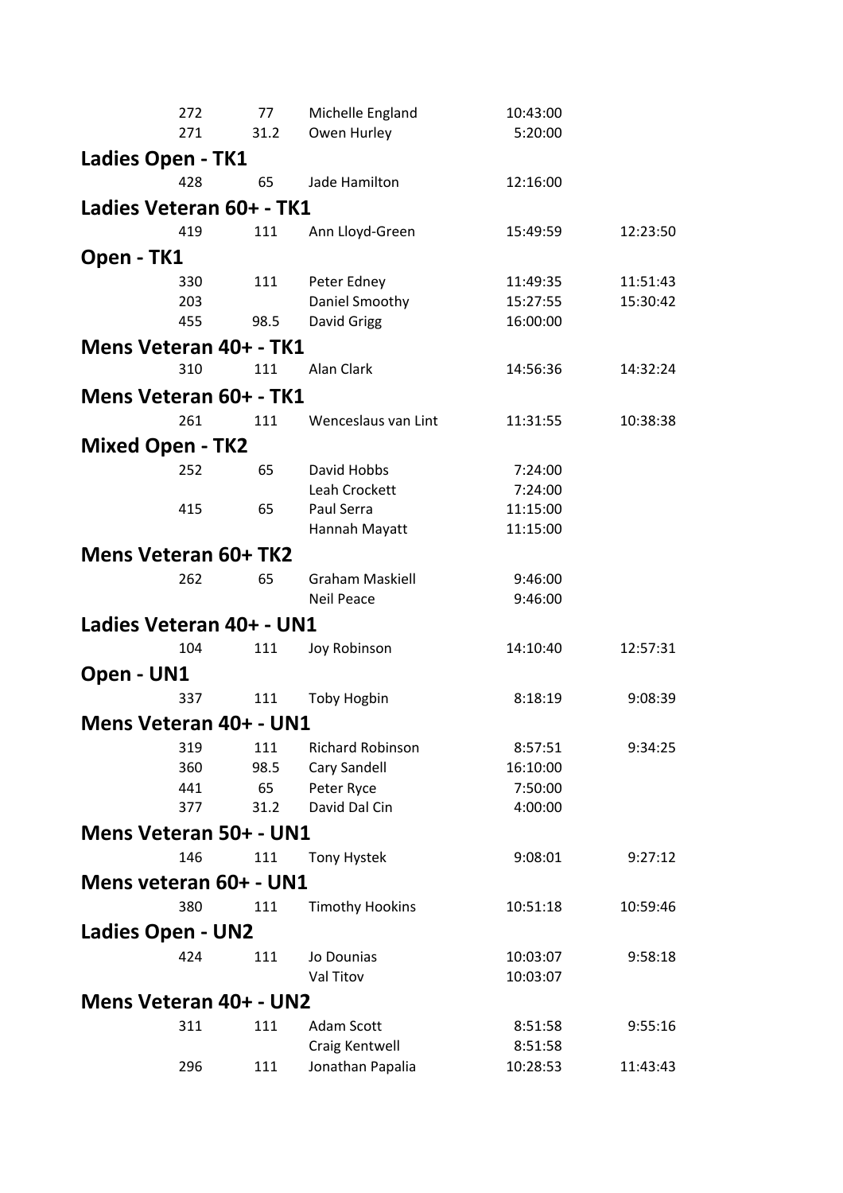| | | | | |
|---|---|---|---|---|
| 272 | 77 | Michelle England | 10:43:00 | |
| 271 | 31.2 | Owen Hurley | 5:20:00 | |

## Ladies Open - TK1

| | | | | |
|---|---|---|---|---|
| 428 | 65 | Jade Hamilton | 12:16:00 | |

## Ladies Veteran 60+ - TK1

| | | | | |
|---|---|---|---|---|
| 419 | 111 | Ann Lloyd-Green | 15:49:59 | 12:23:50 |

## Open - TK1

| | | | | |
|---|---|---|---|---|
| 330 | 111 | Peter Edney | 11:49:35 | 11:51:43 |
| 203 | | Daniel Smoothy | 15:27:55 | 15:30:42 |
| 455 | 98.5 | David Grigg | 16:00:00 | |

## Mens Veteran 40+ - TK1

| | | | | |
|---|---|---|---|---|
| 310 | 111 | Alan Clark | 14:56:36 | 14:32:24 |

## Mens Veteran 60+ - TK1

| | | | | |
|---|---|---|---|---|
| 261 | 111 | Wenceslaus van Lint | 11:31:55 | 10:38:38 |

## Mixed Open - TK2

| | | | | |
|---|---|---|---|---|
| 252 | 65 | David Hobbs | 7:24:00 | |
| | | Leah Crockett | 7:24:00 | |
| 415 | 65 | Paul Serra | 11:15:00 | |
| | | Hannah Mayatt | 11:15:00 | |

## Mens Veteran 60+ TK2

| | | | | |
|---|---|---|---|---|
| 262 | 65 | Graham Maskiell | 9:46:00 | |
| | | Neil Peace | 9:46:00 | |

## Ladies Veteran 40+ - UN1

| | | | | |
|---|---|---|---|---|
| 104 | 111 | Joy Robinson | 14:10:40 | 12:57:31 |

## Open - UN1

| | | | | |
|---|---|---|---|---|
| 337 | 111 | Toby Hogbin | 8:18:19 | 9:08:39 |

## Mens Veteran 40+ - UN1

| | | | | |
|---|---|---|---|---|
| 319 | 111 | Richard Robinson | 8:57:51 | 9:34:25 |
| 360 | 98.5 | Cary Sandell | 16:10:00 | |
| 441 | 65 | Peter Ryce | 7:50:00 | |
| 377 | 31.2 | David Dal Cin | 4:00:00 | |

## Mens Veteran 50+ - UN1

| | | | | |
|---|---|---|---|---|
| 146 | 111 | Tony Hystek | 9:08:01 | 9:27:12 |

## Mens veteran 60+ - UN1

| | | | | |
|---|---|---|---|---|
| 380 | 111 | Timothy Hookins | 10:51:18 | 10:59:46 |

## Ladies Open - UN2

| | | | | |
|---|---|---|---|---|
| 424 | 111 | Jo Dounias | 10:03:07 | 9:58:18 |
| | | Val Titov | 10:03:07 | |

## Mens Veteran 40+ - UN2

| | | | | |
|---|---|---|---|---|
| 311 | 111 | Adam Scott | 8:51:58 | 9:55:16 |
| | | Craig Kentwell | 8:51:58 | |
| 296 | 111 | Jonathan Papalia | 10:28:53 | 11:43:43 |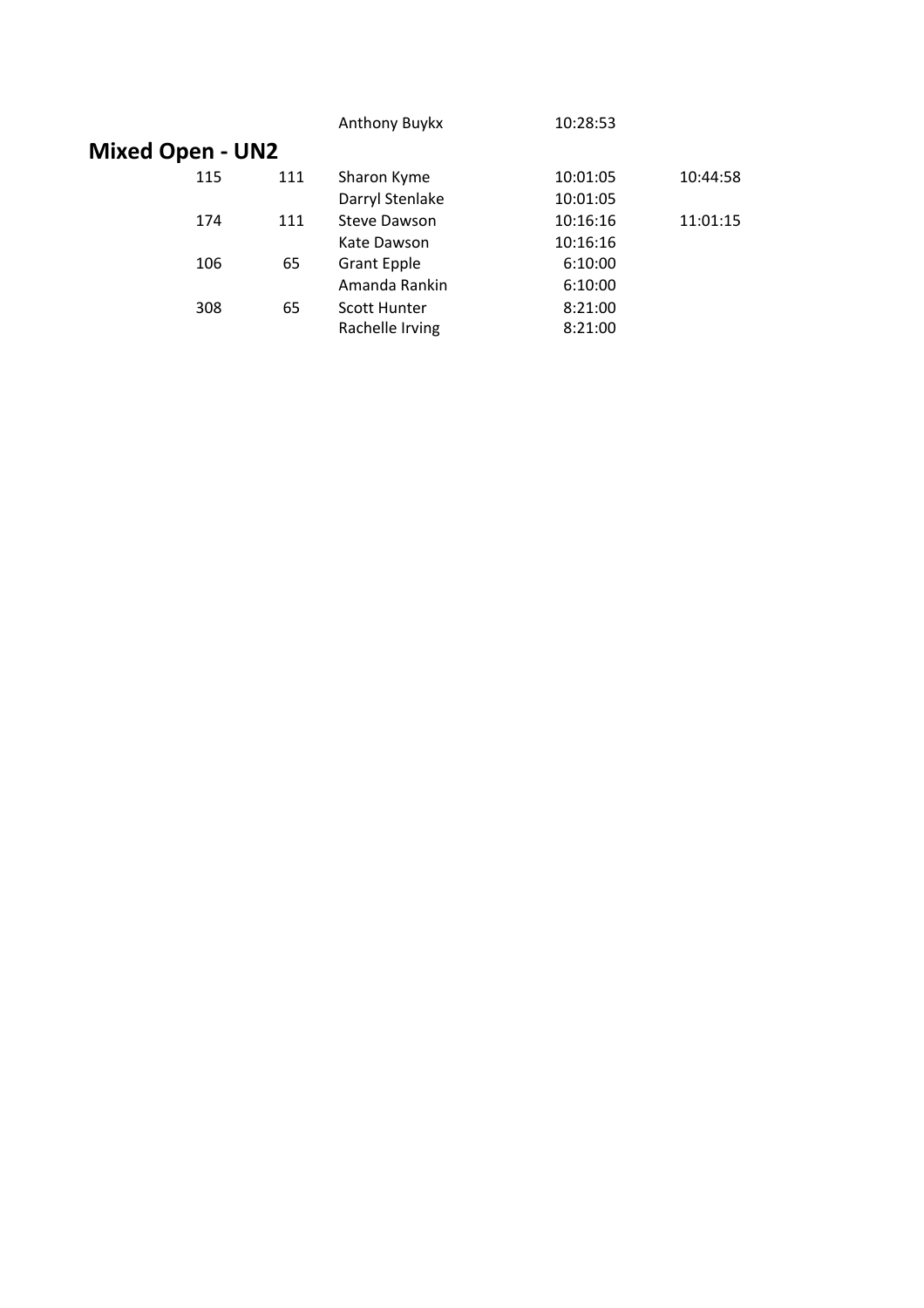| | | | | |
|---|---|---|---|---|
| | | Anthony Buykx | 10:28:53 | |

## Mixed Open - UN2

| | | | | |
|---|---|---|---|---|
| 115 | 111 | Sharon Kyme | 10:01:05 | 10:44:58 |
| | | Darryl Stenlake | 10:01:05 | |
| 174 | 111 | Steve Dawson | 10:16:16 | 11:01:15 |
| | | Kate Dawson | 10:16:16 | |
| 106 | 65 | Grant Epple | 6:10:00 | |
| | | Amanda Rankin | 6:10:00 | |
| 308 | 65 | Scott Hunter | 8:21:00 | |
| | | Rachelle Irving | 8:21:00 | |